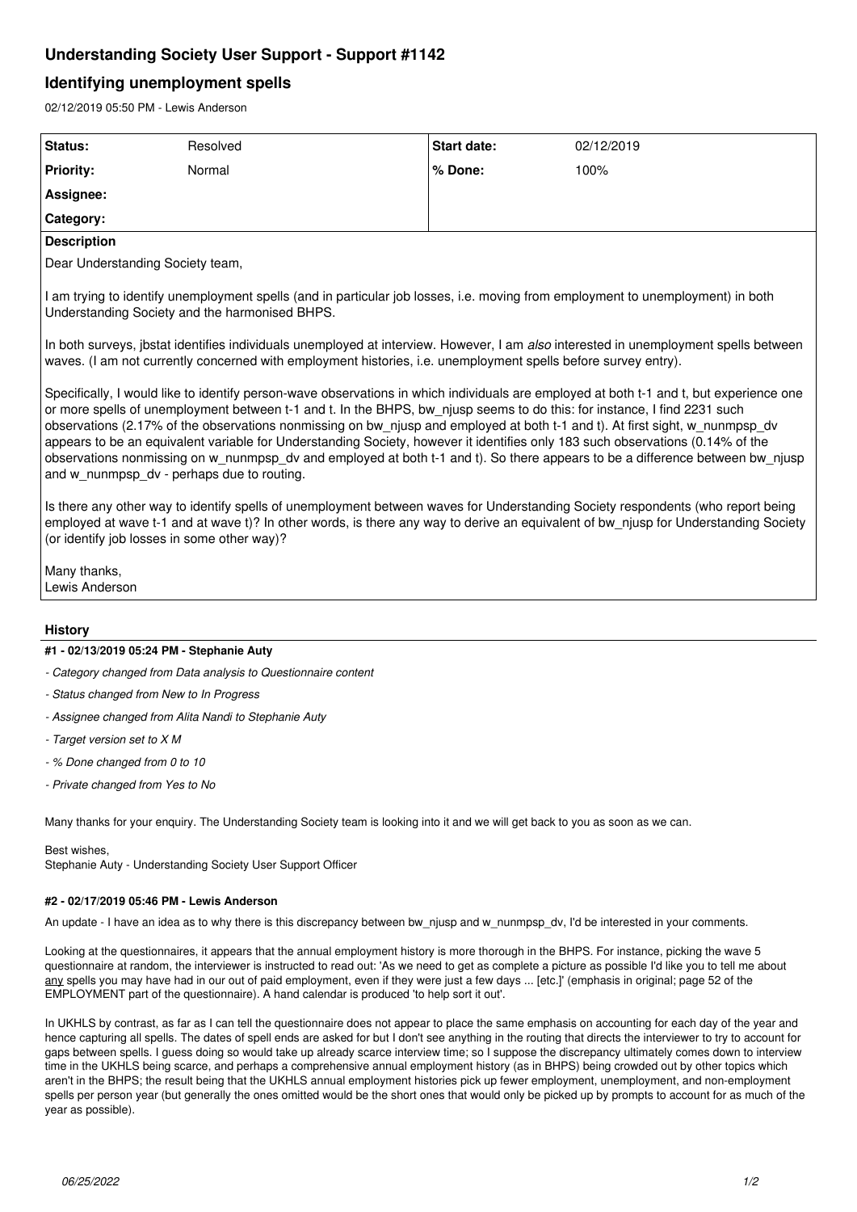# Understanding Society User Support - Support #1142

## Identifying unemployment spells

02/12/2019 05:50 PM - Lewis Anderson

| Status: | Resolved | Start date: | 02/12/2019 |
|---|---|---|---|
| Priority: | Normal | % Done: | 100% |
| Assignee: | | | |
| Category: | | | |

**Description**

Dear Understanding Society team,

I am trying to identify unemployment spells (and in particular job losses, i.e. moving from employment to unemployment) in both Understanding Society and the harmonised BHPS.

In both surveys, jbstat identifies individuals unemployed at interview. However, I am *also* interested in unemployment spells between waves. (I am not currently concerned with employment histories, i.e. unemployment spells before survey entry).

Specifically, I would like to identify person-wave observations in which individuals are employed at both t-1 and t, but experience one or more spells of unemployment between t-1 and t. In the BHPS, bw_njusp seems to do this: for instance, I find 2231 such observations (2.17% of the observations nonmissing on bw_njusp and employed at both t-1 and t). At first sight, w_nunmpsp_dv appears to be an equivalent variable for Understanding Society, however it identifies only 183 such observations (0.14% of the observations nonmissing on w_nunmpsp_dv and employed at both t-1 and t). So there appears to be a difference between bw_njusp and w_nunmpsp_dv - perhaps due to routing.

Is there any other way to identify spells of unemployment between waves for Understanding Society respondents (who report being employed at wave t-1 and at wave t)? In other words, is there any way to derive an equivalent of bw_njusp for Understanding Society (or identify job losses in some other way)?

Many thanks,
Lewis Anderson

### History

#### #1 - 02/13/2019 05:24 PM - Stephanie Auty

- *Category changed from Data analysis to Questionnaire content*
- *Status changed from New to In Progress*
- *Assignee changed from Alita Nandi to Stephanie Auty*
- *Target version set to X M*
- *% Done changed from 0 to 10*
- *Private changed from Yes to No*

Many thanks for your enquiry. The Understanding Society team is looking into it and we will get back to you as soon as we can.

Best wishes,
Stephanie Auty - Understanding Society User Support Officer

#### #2 - 02/17/2019 05:46 PM - Lewis Anderson

An update - I have an idea as to why there is this discrepancy between bw_njusp and w_nunmpsp_dv, I'd be interested in your comments.

Looking at the questionnaires, it appears that the annual employment history is more thorough in the BHPS. For instance, picking the wave 5 questionnaire at random, the interviewer is instructed to read out: 'As we need to get as complete a picture as possible I'd like you to tell me about <u>any</u> spells you may have had in our out of paid employment, even if they were just a few days ... [etc.]' (emphasis in original; page 52 of the EMPLOYMENT part of the questionnaire). A hand calendar is produced 'to help sort it out'.

In UKHLS by contrast, as far as I can tell the questionnaire does not appear to place the same emphasis on accounting for each day of the year and hence capturing all spells. The dates of spell ends are asked for but I don't see anything in the routing that directs the interviewer to try to account for gaps between spells. I guess doing so would take up already scarce interview time; so I suppose the discrepancy ultimately comes down to interview time in the UKHLS being scarce, and perhaps a comprehensive annual employment history (as in BHPS) being crowded out by other topics which aren't in the BHPS; the result being that the UKHLS annual employment histories pick up fewer employment, unemployment, and non-employment spells per person year (but generally the ones omitted would be the short ones that would only be picked up by prompts to account for as much of the year as possible).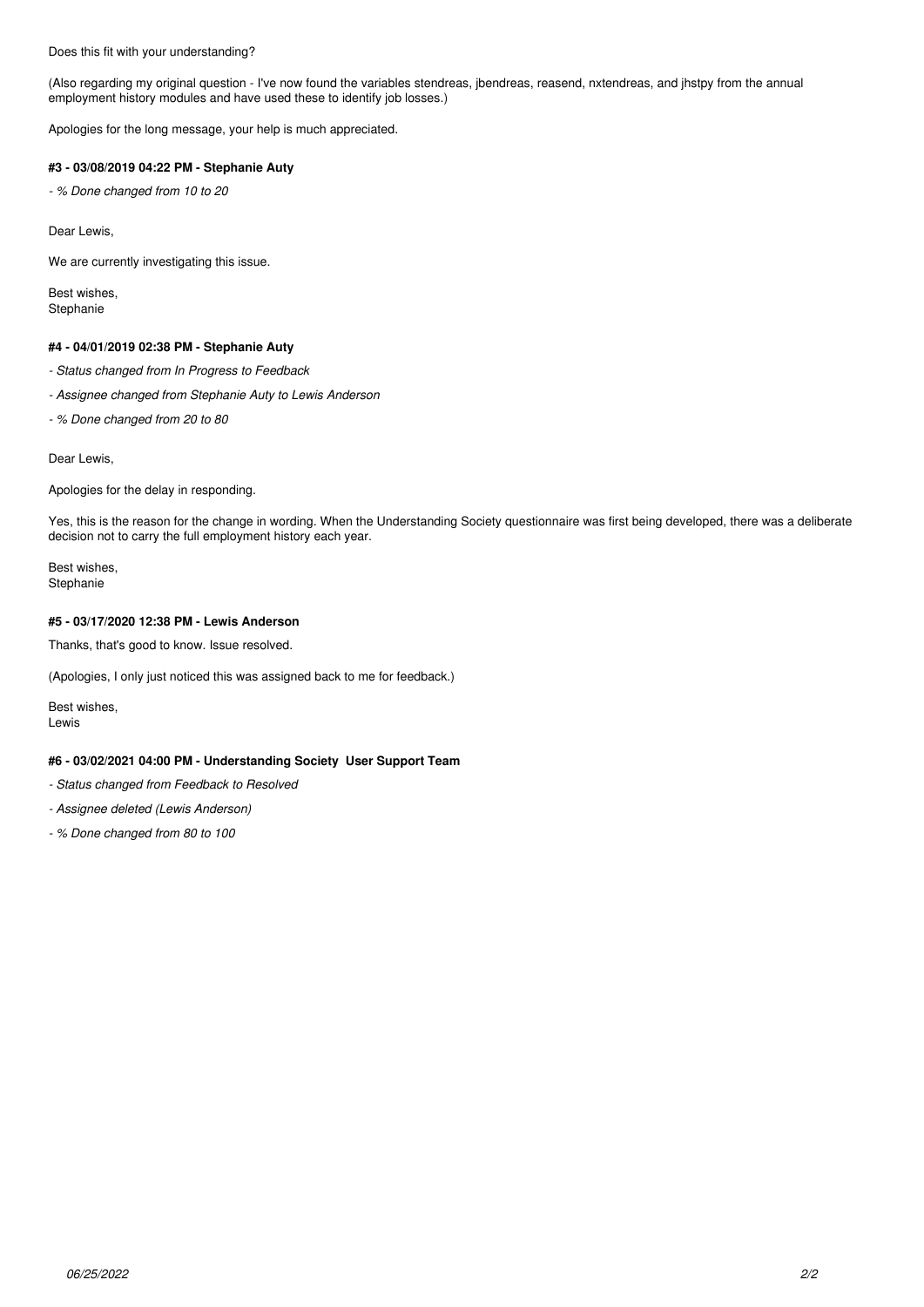Does this fit with your understanding?

(Also regarding my original question - I've now found the variables stendreas, jbendreas, reasend, nxtendreas, and jhstpy from the annual employment history modules and have used these to identify job losses.)

Apologies for the long message, your help is much appreciated.

#### #3 - 03/08/2019 04:22 PM - Stephanie Auty

- *% Done changed from 10 to 20*

Dear Lewis,

We are currently investigating this issue.

Best wishes,
Stephanie

#### #4 - 04/01/2019 02:38 PM - Stephanie Auty

- *Status changed from In Progress to Feedback*
- *Assignee changed from Stephanie Auty to Lewis Anderson*
- *% Done changed from 20 to 80*

Dear Lewis,

Apologies for the delay in responding.

Yes, this is the reason for the change in wording. When the Understanding Society questionnaire was first being developed, there was a deliberate decision not to carry the full employment history each year.

Best wishes,
Stephanie

#### #5 - 03/17/2020 12:38 PM - Lewis Anderson

Thanks, that's good to know. Issue resolved.

(Apologies, I only just noticed this was assigned back to me for feedback.)

Best wishes,
Lewis

#### #6 - 03/02/2021 04:00 PM - Understanding Society User Support Team

- *Status changed from Feedback to Resolved*
- *Assignee deleted (Lewis Anderson)*
- *% Done changed from 80 to 100*